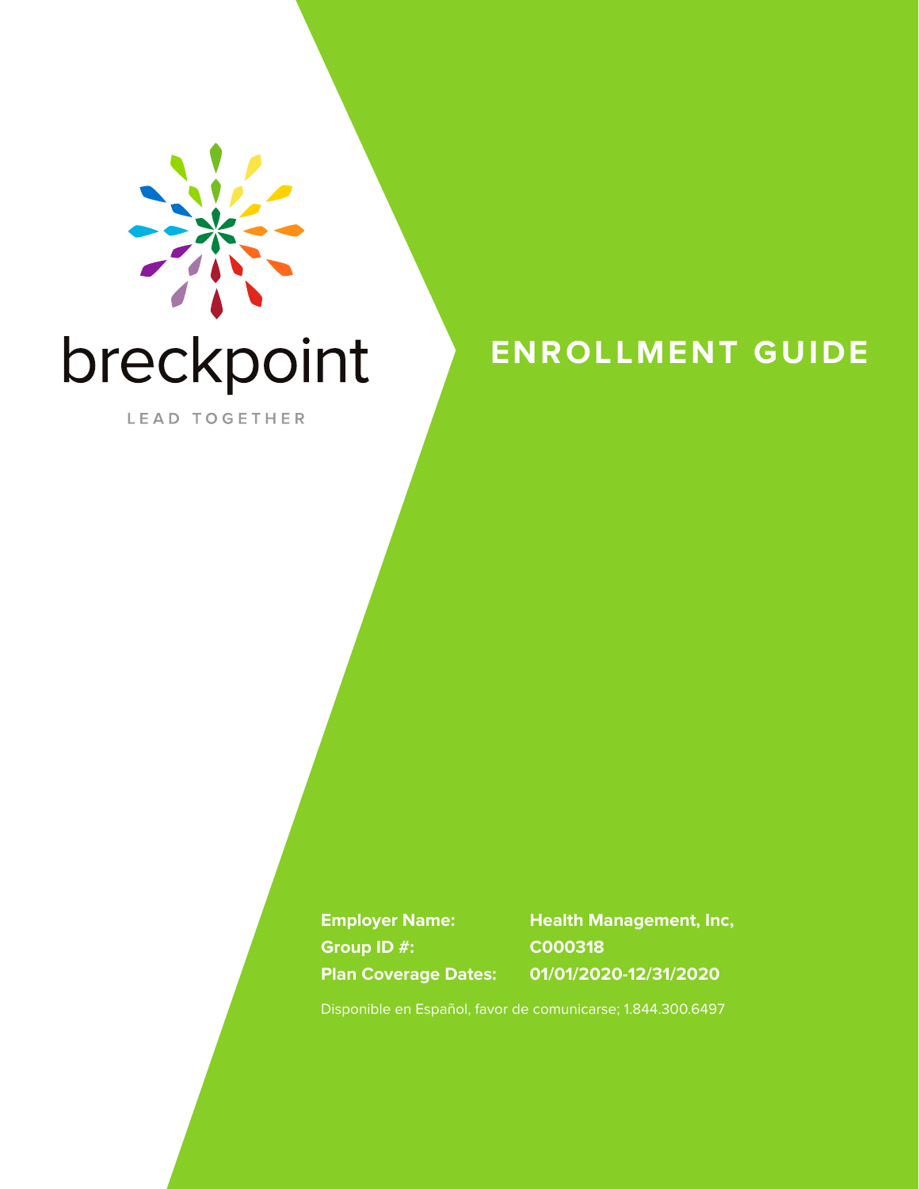breckpoint

LEAD TOGETHER

# ENROLLMENT GUIDE

**Employer Name:** **Health Management, Inc,**
**Group ID #:** **C000318**
**Plan Coverage Dates:** **01/01/2020-12/31/2020**

Disponible en Español, favor de comunicarse; 1.844.300.6497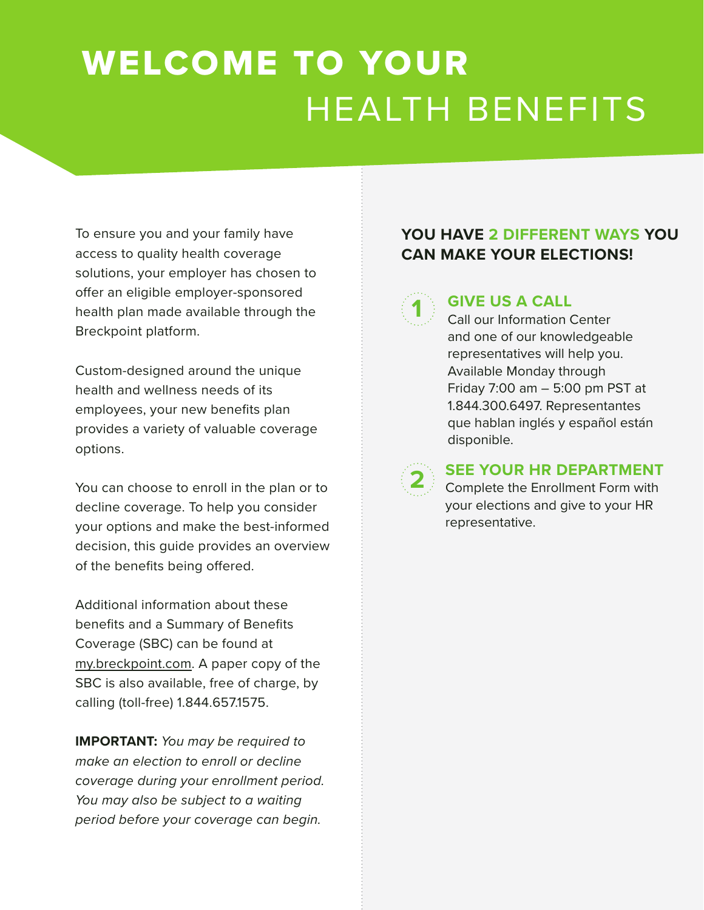# WELCOME TO YOUR HEALTH BENEFITS

To ensure you and your family have access to quality health coverage solutions, your employer has chosen to offer an eligible employer-sponsored health plan made available through the Breckpoint platform.

Custom-designed around the unique health and wellness needs of its employees, your new benefits plan provides a variety of valuable coverage options.

You can choose to enroll in the plan or to decline coverage. To help you consider your options and make the best-informed decision, this guide provides an overview of the benefits being offered.

Additional information about these benefits and a Summary of Benefits Coverage (SBC) can be found at my.breckpoint.com. A paper copy of the SBC is also available, free of charge, by calling (toll-free) 1.844.657.1575.

**IMPORTANT:** *You may be required to make an election to enroll or decline coverage during your enrollment period. You may also be subject to a waiting period before your coverage can begin.*

## YOU HAVE 2 DIFFERENT WAYS YOU CAN MAKE YOUR ELECTIONS!

### 1 GIVE US A CALL

Call our Information Center and one of our knowledgeable representatives will help you. Available Monday through Friday 7:00 am – 5:00 pm PST at 1.844.300.6497. Representantes que hablan inglés y español están disponible.

### 2 SEE YOUR HR DEPARTMENT

Complete the Enrollment Form with your elections and give to your HR representative.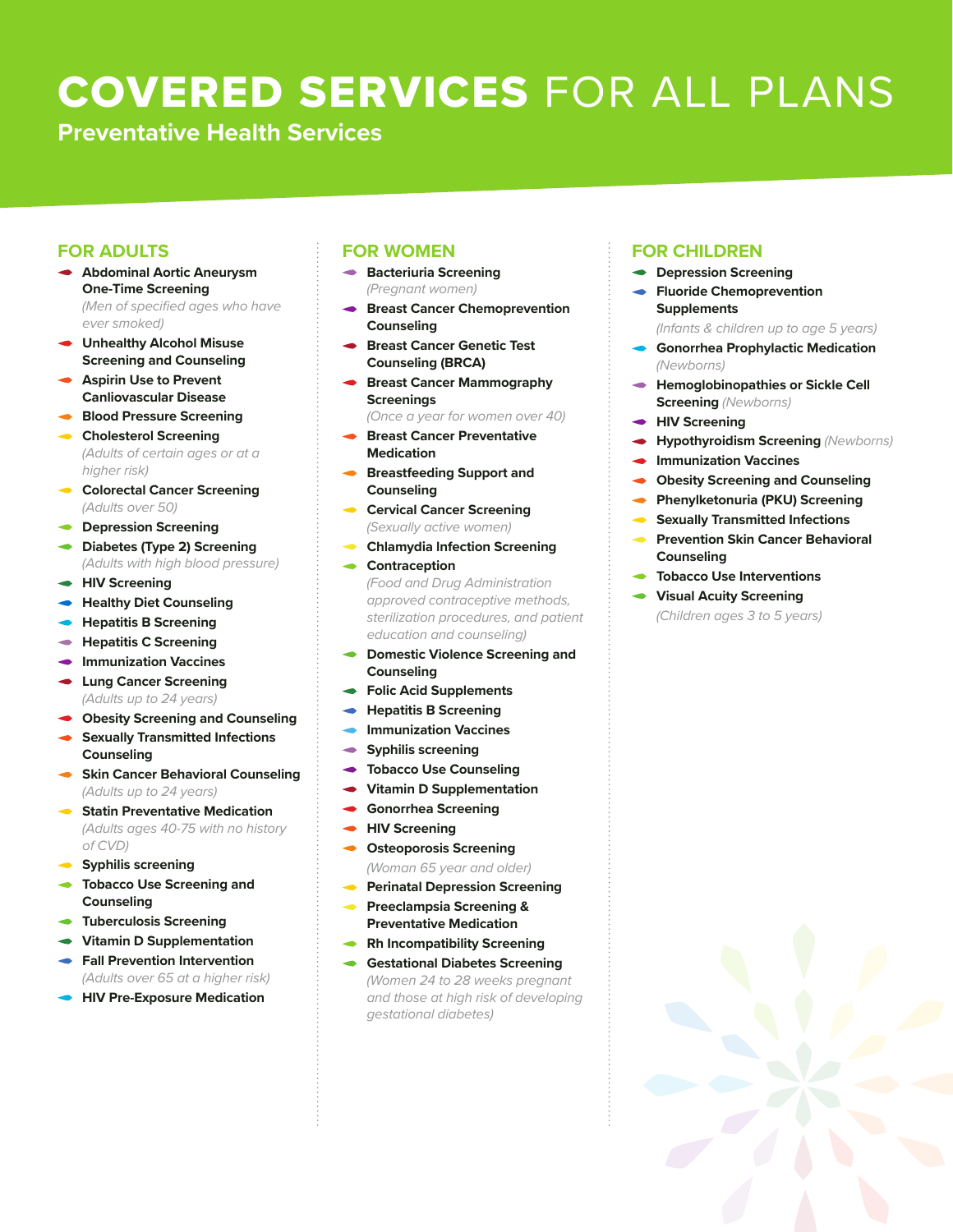# **COVERED SERVICES** FOR ALL PLANS

## Preventative Health Services

### FOR ADULTS

- **Abdominal Aortic Aneurysm One-Time Screening**
  *(Men of specified ages who have ever smoked)*
- **Unhealthy Alcohol Misuse Screening and Counseling**
- **Aspirin Use to Prevent Canliovascular Disease**
- **Blood Pressure Screening**
- **Cholesterol Screening**
  *(Adults of certain ages or at a higher risk)*
- **Colorectal Cancer Screening**
  *(Adults over 50)*
- **Depression Screening**
- **Diabetes (Type 2) Screening**
  *(Adults with high blood pressure)*
- **HIV Screening**
- **Healthy Diet Counseling**
- **Hepatitis B Screening**
- **Hepatitis C Screening**
- **Immunization Vaccines**
- **Lung Cancer Screening**
  *(Adults up to 24 years)*
- **Obesity Screening and Counseling**
- **Sexually Transmitted Infections Counseling**
- **Skin Cancer Behavioral Counseling**
  *(Adults up to 24 years)*
- **Statin Preventative Medication**
  *(Adults ages 40-75 with no history of CVD)*
- **Syphilis screening**
- **Tobacco Use Screening and Counseling**
- **Tuberculosis Screening**
- **Vitamin D Supplementation**
- **Fall Prevention Intervention**
  *(Adults over 65 at a higher risk)*
- **HIV Pre-Exposure Medication**

### FOR WOMEN

- **Bacteriuria Screening**
  *(Pregnant women)*
- **Breast Cancer Chemoprevention Counseling**
- **Breast Cancer Genetic Test Counseling (BRCA)**
- **Breast Cancer Mammography Screenings**
  *(Once a year for women over 40)*
- **Breast Cancer Preventative Medication**
- **Breastfeeding Support and Counseling**
- **Cervical Cancer Screening**
  *(Sexually active women)*
- **Chlamydia Infection Screening**
- **Contraception**
  *(Food and Drug Administration approved contraceptive methods, sterilization procedures, and patient education and counseling)*
- **Domestic Violence Screening and Counseling**
- **Folic Acid Supplements**
- **Hepatitis B Screening**
- **Immunization Vaccines**
- **Syphilis screening**
- **Tobacco Use Counseling**
- **Vitamin D Supplementation**
- **Gonorrhea Screening**
- **HIV Screening**
- **Osteoporosis Screening**
  *(Woman 65 year and older)*
- **Perinatal Depression Screening**
- **Preeclampsia Screening & Preventative Medication**
- **Rh Incompatibility Screening**
- **Gestational Diabetes Screening**
  *(Women 24 to 28 weeks pregnant and those at high risk of developing gestational diabetes)*

### FOR CHILDREN

- **Depression Screening**
- **Fluoride Chemoprevention Supplements**
  *(Infants & children up to age 5 years)*
- **Gonorrhea Prophylactic Medication**
  *(Newborns)*
- **Hemoglobinopathies or Sickle Cell Screening** *(Newborns)*
- **HIV Screening**
- **Hypothyroidism Screening** *(Newborns)*
- **Immunization Vaccines**
- **Obesity Screening and Counseling**
- **Phenylketonuria (PKU) Screening**
- **Sexually Transmitted Infections**
- **Prevention Skin Cancer Behavioral Counseling**
- **Tobacco Use Interventions**
- **Visual Acuity Screening**
  *(Children ages 3 to 5 years)*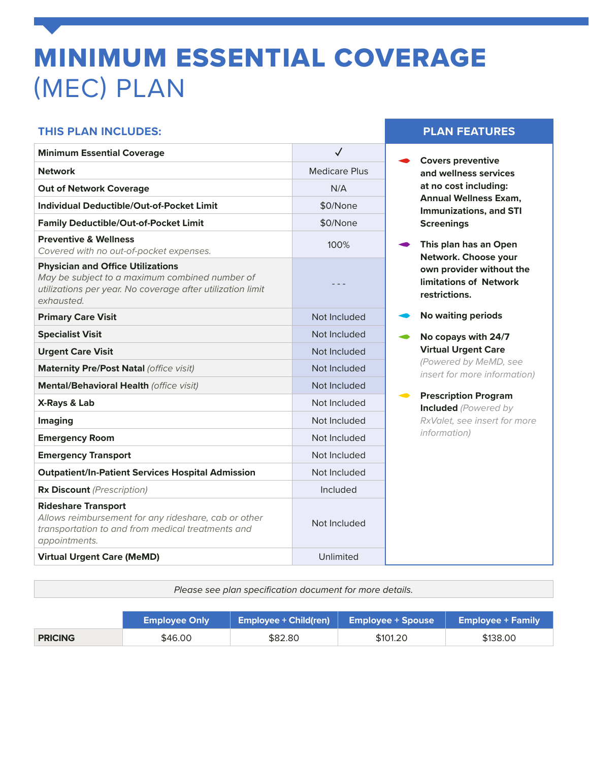# MINIMUM ESSENTIAL COVERAGE (MEC) PLAN

## THIS PLAN INCLUDES:

| | |
|---|---|
| **Minimum Essential Coverage** | ✓ |
| **Network** | Medicare Plus |
| **Out of Network Coverage** | N/A |
| **Individual Deductible/Out-of-Pocket Limit** | $0/None |
| **Family Deductible/Out-of-Pocket Limit** | $0/None |
| **Preventive & Wellness** *Covered with no out-of-pocket expenses.* | 100% |
| **Physician and Office Utilizations** *May be subject to a maximum combined number of utilizations per year. No coverage after utilization limit exhausted.* | - - - |
| **Primary Care Visit** | Not Included |
| **Specialist Visit** | Not Included |
| **Urgent Care Visit** | Not Included |
| **Maternity Pre/Post Natal** *(office visit)* | Not Included |
| **Mental/Behavioral Health** *(office visit)* | Not Included |
| **X-Rays & Lab** | Not Included |
| **Imaging** | Not Included |
| **Emergency Room** | Not Included |
| **Emergency Transport** | Not Included |
| **Outpatient/In-Patient Services Hospital Admission** | Not Included |
| **Rx Discount** *(Prescription)* | Included |
| **Rideshare Transport** *Allows reimbursement for any rideshare, cab or other transportation to and from medical treatments and appointments.* | Not Included |
| **Virtual Urgent Care (MeMD)** | Unlimited |

## PLAN FEATURES

- **Covers preventive and wellness services at no cost including: Annual Wellness Exam, Immunizations, and STI Screenings**
- **This plan has an Open Network. Choose your own provider without the limitations of Network restrictions.**
- **No waiting periods**
- **No copays with 24/7 Virtual Urgent Care** *(Powered by MeMD, see insert for more information)*
- **Prescription Program Included** *(Powered by RxValet, see insert for more information)*

*Please see plan specification document for more details.*

| | Employee Only | Employee + Child(ren) | Employee + Spouse | Employee + Family |
|---|---|---|---|---|
| **PRICING** | $46.00 | $82.80 | $101.20 | $138.00 |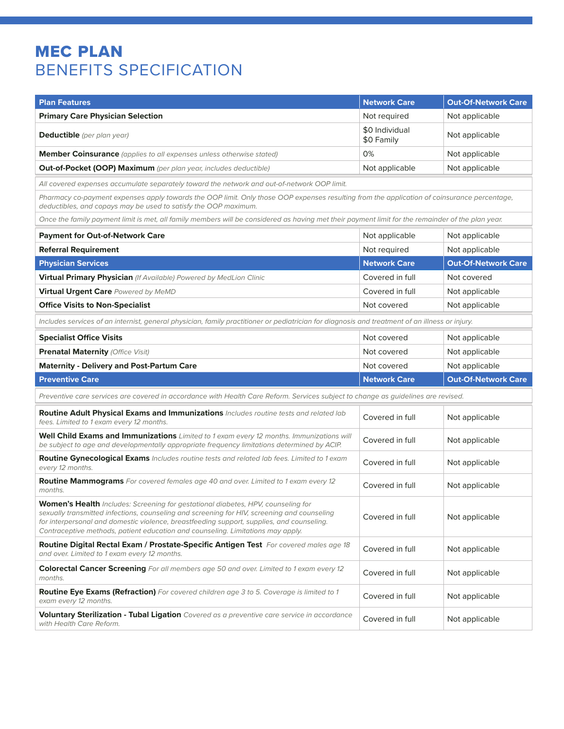# MEC PLAN
## BENEFITS SPECIFICATION

| Plan Features | Network Care | Out-Of-Network Care |
|---|---|---|
| **Primary Care Physician Selection** | Not required | Not applicable |
| **Deductible** *(per plan year)* | $0 Individual<br>$0 Family | Not applicable |
| **Member Coinsurance** *(applies to all expenses unless otherwise stated)* | 0% | Not applicable |
| **Out-of-Pocket (OOP) Maximum** *(per plan year, includes deductible)* | Not applicable | Not applicable |
| *All covered expenses accumulate separately toward the network and out-of-network OOP limit.* | | |
| *Pharmacy co-payment expenses apply towards the OOP limit. Only those OOP expenses resulting from the application of coinsurance percentage, deductibles, and copays may be used to satisfy the OOP maximum.* | | |
| *Once the family payment limit is met, all family members will be considered as having met their payment limit for the remainder of the plan year.* | | |
| **Payment for Out-of-Network Care** | Not applicable | Not applicable |
| **Referral Requirement** | Not required | Not applicable |
| **Physician Services** | **Network Care** | **Out-Of-Network Care** |
| **Virtual Primary Physician** *(If Available) Powered by MedLion Clinic* | Covered in full | Not covered |
| **Virtual Urgent Care** *Powered by MeMD* | Covered in full | Not applicable |
| **Office Visits to Non-Specialist** | Not covered | Not applicable |
| *Includes services of an internist, general physician, family practitioner or pediatrician for diagnosis and treatment of an illness or injury.* | | |
| **Specialist Office Visits** | Not covered | Not applicable |
| **Prenatal Maternity** *(Office Visit)* | Not covered | Not applicable |
| **Maternity - Delivery and Post-Partum Care** | Not covered | Not applicable |
| **Preventive Care** | **Network Care** | **Out-Of-Network Care** |
| *Preventive care services are covered in accordance with Health Care Reform. Services subject to change as guidelines are revised.* | | |
| **Routine Adult Physical Exams and Immunizations** *Includes routine tests and related lab fees. Limited to 1 exam every 12 months.* | Covered in full | Not applicable |
| **Well Child Exams and Immunizations** *Limited to 1 exam every 12 months. Immunizations will be subject to age and developmentally appropriate frequency limitations determined by ACIP.* | Covered in full | Not applicable |
| **Routine Gynecological Exams** *Includes routine tests and related lab fees. Limited to 1 exam every 12 months.* | Covered in full | Not applicable |
| **Routine Mammograms** *For covered females age 40 and over. Limited to 1 exam every 12 months.* | Covered in full | Not applicable |
| **Women's Health** *Includes: Screening for gestational diabetes, HPV, counseling for sexually transmitted infections, counseling and screening for HIV, screening and counseling for interpersonal and domestic violence, breastfeeding support, supplies, and counseling. Contraceptive methods, patient education and counseling. Limitations may apply.* | Covered in full | Not applicable |
| **Routine Digital Rectal Exam / Prostate-Specific Antigen Test** *For covered males age 18 and over. Limited to 1 exam every 12 months.* | Covered in full | Not applicable |
| **Colorectal Cancer Screening** *For all members age 50 and over. Limited to 1 exam every 12 months.* | Covered in full | Not applicable |
| **Routine Eye Exams (Refraction)** *For covered children age 3 to 5. Coverage is limited to 1 exam every 12 months.* | Covered in full | Not applicable |
| **Voluntary Sterilization - Tubal Ligation** *Covered as a preventive care service in accordance with Health Care Reform.* | Covered in full | Not applicable |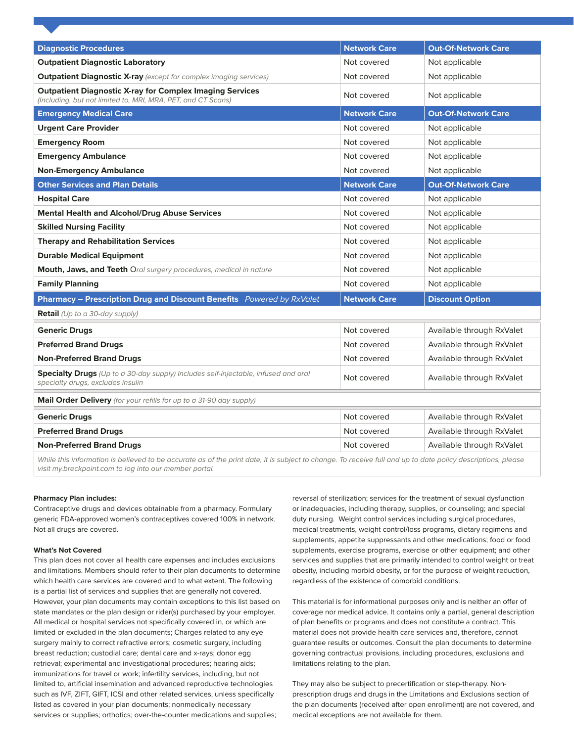| Diagnostic Procedures | Network Care | Out-Of-Network Care |
|---|---|---|
| **Outpatient Diagnostic Laboratory** | Not covered | Not applicable |
| **Outpatient Diagnostic X-ray** *(except for complex imaging services)* | Not covered | Not applicable |
| **Outpatient Diagnostic X-ray for Complex Imaging Services** *(Including, but not limited to, MRI, MRA, PET, and CT Scans)* | Not covered | Not applicable |
| **Emergency Medical Care** | **Network Care** | **Out-Of-Network Care** |
| **Urgent Care Provider** | Not covered | Not applicable |
| **Emergency Room** | Not covered | Not applicable |
| **Emergency Ambulance** | Not covered | Not applicable |
| **Non-Emergency Ambulance** | Not covered | Not applicable |
| **Other Services and Plan Details** | **Network Care** | **Out-Of-Network Care** |
| **Hospital Care** | Not covered | Not applicable |
| **Mental Health and Alcohol/Drug Abuse Services** | Not covered | Not applicable |
| **Skilled Nursing Facility** | Not covered | Not applicable |
| **Therapy and Rehabilitation Services** | Not covered | Not applicable |
| **Durable Medical Equipment** | Not covered | Not applicable |
| **Mouth, Jaws, and Teeth** *Oral surgery procedures, medical in nature* | Not covered | Not applicable |
| **Family Planning** | Not covered | Not applicable |
| **Pharmacy – Prescription Drug and Discount Benefits** *Powered by RxValet* | **Network Care** | **Discount Option** |
| **Retail** *(Up to a 30-day supply)* | | |
| **Generic Drugs** | Not covered | Available through RxValet |
| **Preferred Brand Drugs** | Not covered | Available through RxValet |
| **Non-Preferred Brand Drugs** | Not covered | Available through RxValet |
| **Specialty Drugs** *(Up to a 30-day supply) Includes self-injectable, infused and oral specialty drugs, excludes insulin* | Not covered | Available through RxValet |
| **Mail Order Delivery** *(for your refills for up to a 31-90 day supply)* | | |
| **Generic Drugs** | Not covered | Available through RxValet |
| **Preferred Brand Drugs** | Not covered | Available through RxValet |
| **Non-Preferred Brand Drugs** | Not covered | Available through RxValet |

*While this information is believed to be accurate as of the print date, it is subject to change. To receive full and up to date policy descriptions, please visit my.breckpoint.com to log into our member portal.*

**Pharmacy Plan includes:**

Contraceptive drugs and devices obtainable from a pharmacy. Formulary generic FDA-approved women's contraceptives covered 100% in network. Not all drugs are covered.

**What's Not Covered**

This plan does not cover all health care expenses and includes exclusions and limitations. Members should refer to their plan documents to determine which health care services are covered and to what extent. The following is a partial list of services and supplies that are generally not covered. However, your plan documents may contain exceptions to this list based on state mandates or the plan design or rider(s) purchased by your employer. All medical or hospital services not specifically covered in, or which are limited or excluded in the plan documents; Charges related to any eye surgery mainly to correct refractive errors; cosmetic surgery, including breast reduction; custodial care; dental care and x-rays; donor egg retrieval; experimental and investigational procedures; hearing aids; immunizations for travel or work; infertility services, including, but not limited to, artificial insemination and advanced reproductive technologies such as IVF, ZIFT, GIFT, ICSI and other related services, unless specifically listed as covered in your plan documents; nonmedically necessary services or supplies; orthotics; over-the-counter medications and supplies; reversal of sterilization; services for the treatment of sexual dysfunction or inadequacies, including therapy, supplies, or counseling; and special duty nursing. Weight control services including surgical procedures, medical treatments, weight control/loss programs, dietary regimens and supplements, appetite suppressants and other medications; food or food supplements, exercise programs, exercise or other equipment; and other services and supplies that are primarily intended to control weight or treat obesity, including morbid obesity, or for the purpose of weight reduction, regardless of the existence of comorbid conditions.

This material is for informational purposes only and is neither an offer of coverage nor medical advice. It contains only a partial, general description of plan benefits or programs and does not constitute a contract. This material does not provide health care services and, therefore, cannot guarantee results or outcomes. Consult the plan documents to determine governing contractual provisions, including procedures, exclusions and limitations relating to the plan.

They may also be subject to precertification or step-therapy. Non-prescription drugs and drugs in the Limitations and Exclusions section of the plan documents (received after open enrollment) are not covered, and medical exceptions are not available for them.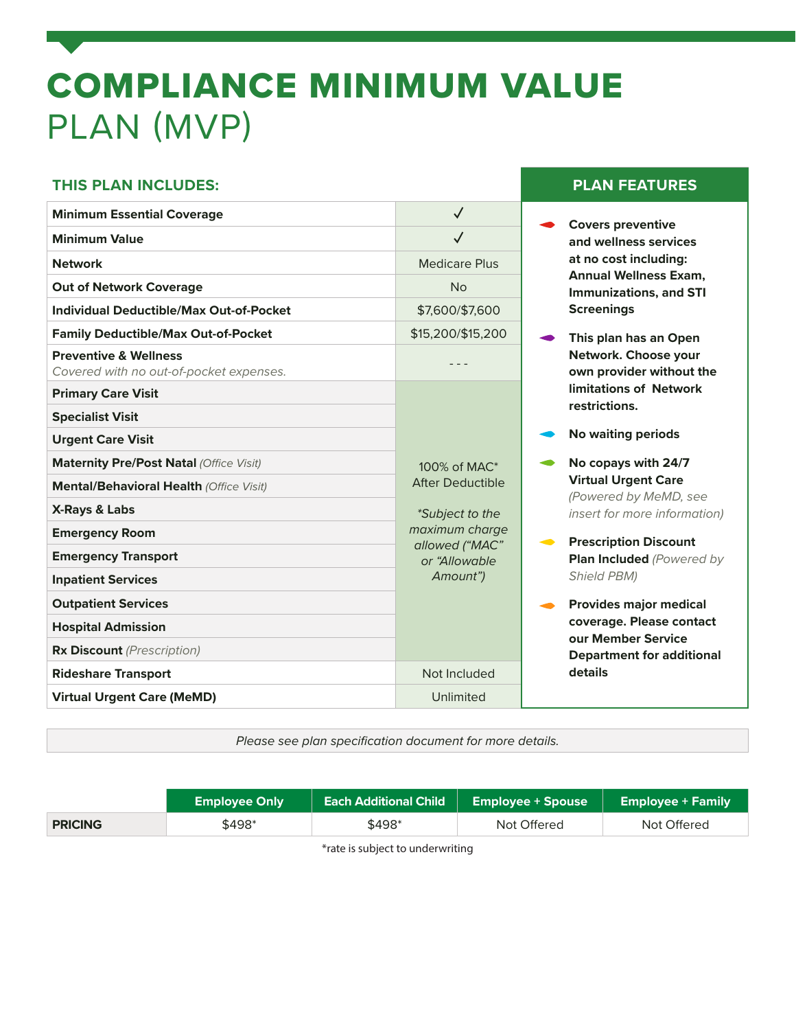# COMPLIANCE MINIMUM VALUE PLAN (MVP)

## THIS PLAN INCLUDES:

| Benefit | |
|---|---|
| **Minimum Essential Coverage** | ✓ |
| **Minimum Value** | ✓ |
| **Network** | Medicare Plus |
| **Out of Network Coverage** | No |
| **Individual Deductible/Max Out-of-Pocket** | $7,600/$7,600 |
| **Family Deductible/Max Out-of-Pocket** | $15,200/$15,200 |
| **Preventive & Wellness** *Covered with no out-of-pocket expenses.* | - - - |
| **Primary Care Visit** | 100% of MAC* After Deductible *\*Subject to the maximum charge allowed ("MAC" or "Allowable Amount")* |
| **Specialist Visit** | |
| **Urgent Care Visit** | |
| **Maternity Pre/Post Natal** *(Office Visit)* | |
| **Mental/Behavioral Health** *(Office Visit)* | |
| **X-Rays & Labs** | |
| **Emergency Room** | |
| **Emergency Transport** | |
| **Inpatient Services** | |
| **Outpatient Services** | |
| **Hospital Admission** | |
| **Rx Discount** *(Prescription)* | |
| **Rideshare Transport** | Not Included |
| **Virtual Urgent Care (MeMD)** | Unlimited |

## PLAN FEATURES

- **Covers preventive and wellness services at no cost including: Annual Wellness Exam, Immunizations, and STI Screenings**
- **This plan has an Open Network. Choose your own provider without the limitations of Network restrictions.**
- **No waiting periods**
- **No copays with 24/7 Virtual Urgent Care** *(Powered by MeMD, see insert for more information)*
- **Prescription Discount Plan Included** *(Powered by Shield PBM)*
- **Provides major medical coverage. Please contact our Member Service Department for additional details**

*Please see plan specification document for more details.*

| | Employee Only | Each Additional Child | Employee + Spouse | Employee + Family |
|---|---|---|---|---|
| **PRICING** | $498* | $498* | Not Offered | Not Offered |

*rate is subject to underwriting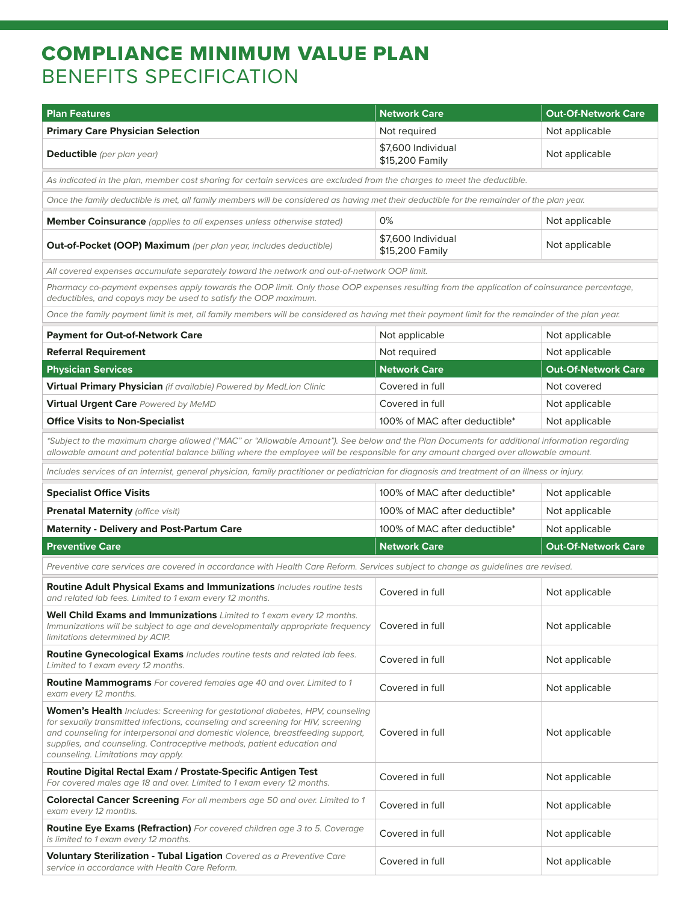# COMPLIANCE MINIMUM VALUE PLAN
## BENEFITS SPECIFICATION

| Plan Features | Network Care | Out-Of-Network Care |
|---|---|---|
| **Primary Care Physician Selection** | Not required | Not applicable |
| **Deductible** *(per plan year)* | $7,600 Individual<br>$15,200 Family | Not applicable |
| *As indicated in the plan, member cost sharing for certain services are excluded from the charges to meet the deductible.* | | |
| *Once the family deductible is met, all family members will be considered as having met their deductible for the remainder of the plan year.* | | |
| **Member Coinsurance** *(applies to all expenses unless otherwise stated)* | 0% | Not applicable |
| **Out-of-Pocket (OOP) Maximum** *(per plan year, includes deductible)* | $7,600 Individual<br>$15,200 Family | Not applicable |
| *All covered expenses accumulate separately toward the network and out-of-network OOP limit.* | | |
| *Pharmacy co-payment expenses apply towards the OOP limit. Only those OOP expenses resulting from the application of coinsurance percentage, deductibles, and copays may be used to satisfy the OOP maximum.* | | |
| *Once the family payment limit is met, all family members will be considered as having met their payment limit for the remainder of the plan year.* | | |
| **Payment for Out-of-Network Care** | Not applicable | Not applicable |
| **Referral Requirement** | Not required | Not applicable |
| **Physician Services** | **Network Care** | **Out-Of-Network Care** |
| **Virtual Primary Physician** *(if available) Powered by MedLion Clinic* | Covered in full | Not covered |
| **Virtual Urgent Care** *Powered by MeMD* | Covered in full | Not applicable |
| **Office Visits to Non-Specialist** | 100% of MAC after deductible* | Not applicable |
| *\*Subject to the maximum charge allowed ("MAC" or "Allowable Amount"). See below and the Plan Documents for additional information regarding allowable amount and potential balance billing where the employee will be responsible for any amount charged over allowable amount.* | | |
| *Includes services of an internist, general physician, family practitioner or pediatrician for diagnosis and treatment of an illness or injury.* | | |
| **Specialist Office Visits** | 100% of MAC after deductible* | Not applicable |
| **Prenatal Maternity** *(office visit)* | 100% of MAC after deductible* | Not applicable |
| **Maternity - Delivery and Post-Partum Care** | 100% of MAC after deductible* | Not applicable |
| **Preventive Care** | **Network Care** | **Out-Of-Network Care** |
| *Preventive care services are covered in accordance with Health Care Reform. Services subject to change as guidelines are revised.* | | |
| **Routine Adult Physical Exams and Immunizations** *Includes routine tests and related lab fees. Limited to 1 exam every 12 months.* | Covered in full | Not applicable |
| **Well Child Exams and Immunizations** *Limited to 1 exam every 12 months. Immunizations will be subject to age and developmentally appropriate frequency limitations determined by ACIP.* | Covered in full | Not applicable |
| **Routine Gynecological Exams** *Includes routine tests and related lab fees. Limited to 1 exam every 12 months.* | Covered in full | Not applicable |
| **Routine Mammograms** *For covered females age 40 and over. Limited to 1 exam every 12 months.* | Covered in full | Not applicable |
| **Women's Health** *Includes: Screening for gestational diabetes, HPV, counseling for sexually transmitted infections, counseling and screening for HIV, screening and counseling for interpersonal and domestic violence, breastfeeding support, supplies, and counseling. Contraceptive methods, patient education and counseling. Limitations may apply.* | Covered in full | Not applicable |
| **Routine Digital Rectal Exam / Prostate-Specific Antigen Test** *For covered males age 18 and over. Limited to 1 exam every 12 months.* | Covered in full | Not applicable |
| **Colorectal Cancer Screening** *For all members age 50 and over. Limited to 1 exam every 12 months.* | Covered in full | Not applicable |
| **Routine Eye Exams (Refraction)** *For covered children age 3 to 5. Coverage is limited to 1 exam every 12 months.* | Covered in full | Not applicable |
| **Voluntary Sterilization - Tubal Ligation** *Covered as a Preventive Care service in accordance with Health Care Reform.* | Covered in full | Not applicable |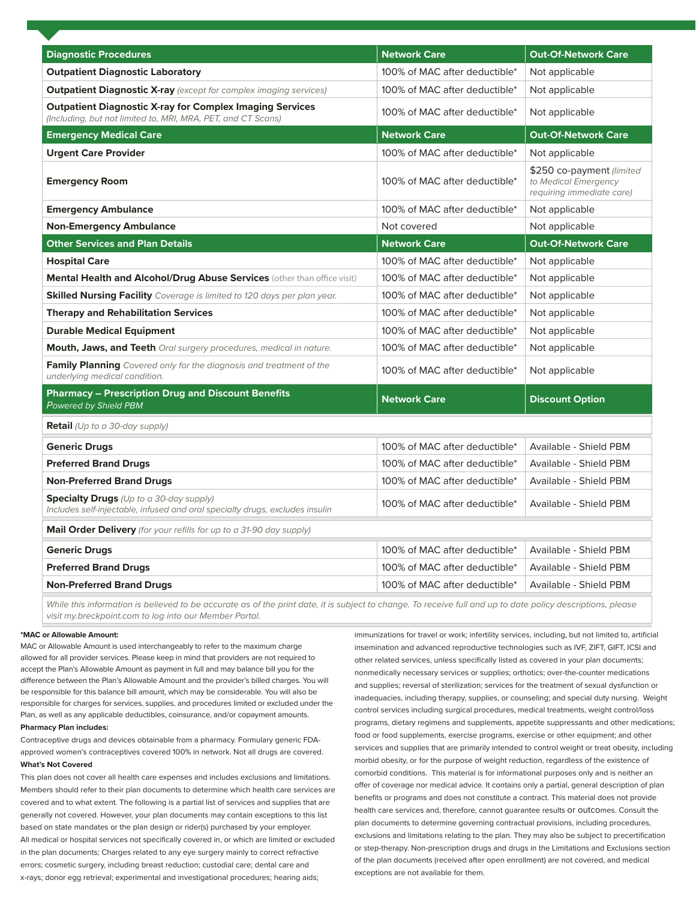| Diagnostic Procedures | Network Care | Out-Of-Network Care |
|---|---|---|
| **Outpatient Diagnostic Laboratory** | 100% of MAC after deductible* | Not applicable |
| **Outpatient Diagnostic X-ray** *(except for complex imaging services)* | 100% of MAC after deductible* | Not applicable |
| **Outpatient Diagnostic X-ray for Complex Imaging Services** *(Including, but not limited to, MRI, MRA, PET, and CT Scans)* | 100% of MAC after deductible* | Not applicable |
| **Emergency Medical Care** | **Network Care** | **Out-Of-Network Care** |
| **Urgent Care Provider** | 100% of MAC after deductible* | Not applicable |
| **Emergency Room** | 100% of MAC after deductible* | $250 co-payment *(limited to Medical Emergency requiring immediate care)* |
| **Emergency Ambulance** | 100% of MAC after deductible* | Not applicable |
| **Non-Emergency Ambulance** | Not covered | Not applicable |
| **Other Services and Plan Details** | **Network Care** | **Out-Of-Network Care** |
| **Hospital Care** | 100% of MAC after deductible* | Not applicable |
| **Mental Health and Alcohol/Drug Abuse Services** (other than office visit) | 100% of MAC after deductible* | Not applicable |
| **Skilled Nursing Facility** *Coverage is limited to 120 days per plan year.* | 100% of MAC after deductible* | Not applicable |
| **Therapy and Rehabilitation Services** | 100% of MAC after deductible* | Not applicable |
| **Durable Medical Equipment** | 100% of MAC after deductible* | Not applicable |
| **Mouth, Jaws, and Teeth** *Oral surgery procedures, medical in nature.* | 100% of MAC after deductible* | Not applicable |
| **Family Planning** *Covered only for the diagnosis and treatment of the underlying medical condition.* | 100% of MAC after deductible* | Not applicable |
| **Pharmacy – Prescription Drug and Discount Benefits** *Powered by Shield PBM* | **Network Care** | **Discount Option** |
| **Retail** *(Up to a 30-day supply)* | | |
| **Generic Drugs** | 100% of MAC after deductible* | Available - Shield PBM |
| **Preferred Brand Drugs** | 100% of MAC after deductible* | Available - Shield PBM |
| **Non-Preferred Brand Drugs** | 100% of MAC after deductible* | Available - Shield PBM |
| **Specialty Drugs** *(Up to a 30-day supply)* *Includes self-injectable, infused and oral specialty drugs, excludes insulin* | 100% of MAC after deductible* | Available - Shield PBM |
| **Mail Order Delivery** *(for your refills for up to a 31-90 day supply)* | | |
| **Generic Drugs** | 100% of MAC after deductible* | Available - Shield PBM |
| **Preferred Brand Drugs** | 100% of MAC after deductible* | Available - Shield PBM |
| **Non-Preferred Brand Drugs** | 100% of MAC after deductible* | Available - Shield PBM |

*While this information is believed to be accurate as of the print date, it is subject to change. To receive full and up to date policy descriptions, please visit my.breckpoint.com to log into our Member Portal.*

**\*MAC or Allowable Amount:**

MAC or Allowable Amount is used interchangeably to refer to the maximum charge allowed for all provider services. Please keep in mind that providers are not required to accept the Plan's Allowable Amount as payment in full and may balance bill you for the difference between the Plan's Allowable Amount and the provider's billed charges. You will be responsible for this balance bill amount, which may be considerable. You will also be responsible for charges for services, supplies, and procedures limited or excluded under the Plan, as well as any applicable deductibles, coinsurance, and/or copayment amounts.

**Pharmacy Plan includes:**

Contraceptive drugs and devices obtainable from a pharmacy. Formulary generic FDA-approved women's contraceptives covered 100% in network. Not all drugs are covered.

**What's Not Covered**

This plan does not cover all health care expenses and includes exclusions and limitations. Members should refer to their plan documents to determine which health care services are covered and to what extent. The following is a partial list of services and supplies that are generally not covered. However, your plan documents may contain exceptions to this list based on state mandates or the plan design or rider(s) purchased by your employer. All medical or hospital services not specifically covered in, or which are limited or excluded in the plan documents; Charges related to any eye surgery mainly to correct refractive errors; cosmetic surgery, including breast reduction; custodial care; dental care and x-rays; donor egg retrieval; experimental and investigational procedures; hearing aids; immunizations for travel or work; infertility services, including, but not limited to, artificial insemination and advanced reproductive technologies such as IVF, ZIFT, GIFT, ICSI and other related services, unless specifically listed as covered in your plan documents; nonmedically necessary services or supplies; orthotics; over-the-counter medications and supplies; reversal of sterilization; services for the treatment of sexual dysfunction or inadequacies, including therapy, supplies, or counseling; and special duty nursing. Weight control services including surgical procedures, medical treatments, weight control/loss programs, dietary regimens and supplements, appetite suppressants and other medications; food or food supplements, exercise programs, exercise or other equipment; and other services and supplies that are primarily intended to control weight or treat obesity, including morbid obesity, or for the purpose of weight reduction, regardless of the existence of comorbid conditions. This material is for informational purposes only and is neither an offer of coverage nor medical advice. It contains only a partial, general description of plan benefits or programs and does not constitute a contract. This material does not provide health care services and, therefore, cannot guarantee results or outcomes. Consult the plan documents to determine governing contractual provisions, including procedures, exclusions and limitations relating to the plan. They may also be subject to precertification or step-therapy. Non-prescription drugs and drugs in the Limitations and Exclusions section of the plan documents (received after open enrollment) are not covered, and medical exceptions are not available for them.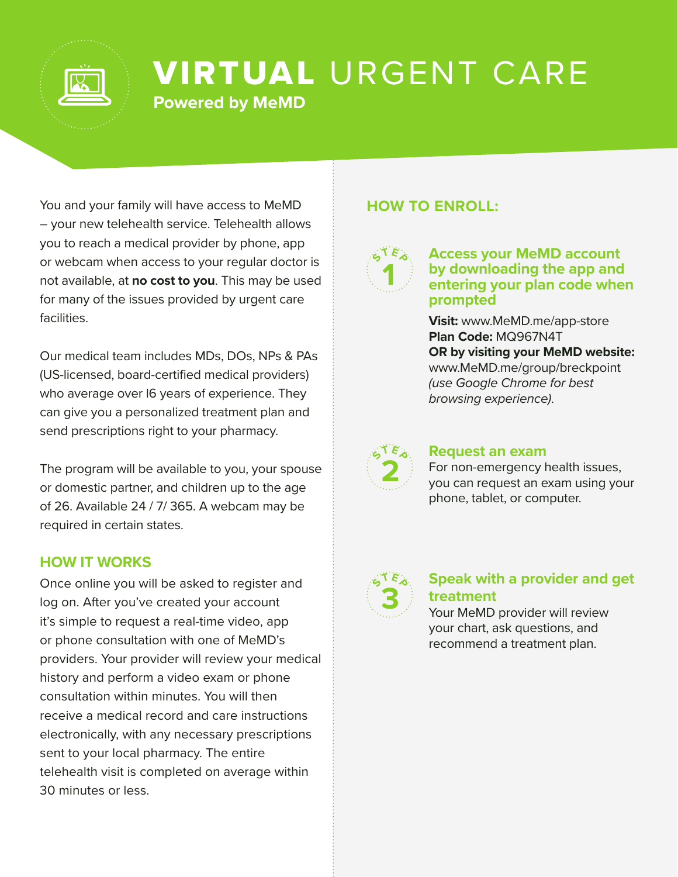# **VIRTUAL** URGENT CARE

**Powered by MeMD**

You and your family will have access to MeMD – your new telehealth service. Telehealth allows you to reach a medical provider by phone, app or webcam when access to your regular doctor is not available, at **no cost to you**. This may be used for many of the issues provided by urgent care facilities.

Our medical team includes MDs, DOs, NPs & PAs (US-licensed, board-certified medical providers) who average over I6 years of experience. They can give you a personalized treatment plan and send prescriptions right to your pharmacy.

The program will be available to you, your spouse or domestic partner, and children up to the age of 26. Available 24 / 7/ 365. A webcam may be required in certain states.

## HOW IT WORKS

Once online you will be asked to register and log on. After you've created your account it's simple to request a real-time video, app or phone consultation with one of MeMD's providers. Your provider will review your medical history and perform a video exam or phone consultation within minutes. You will then receive a medical record and care instructions electronically, with any necessary prescriptions sent to your local pharmacy. The entire telehealth visit is completed on average within 30 minutes or less.

## HOW TO ENROLL:

### STEP 1
### Access your MeMD account by downloading the app and entering your plan code when prompted

**Visit:** www.MeMD.me/app-store
**Plan Code:** MQ967N4T
**OR by visiting your MeMD website:** www.MeMD.me/group/breckpoint *(use Google Chrome for best browsing experience).*

### STEP 2
### Request an exam

For non-emergency health issues, you can request an exam using your phone, tablet, or computer.

### STEP 3
### Speak with a provider and get treatment

Your MeMD provider will review your chart, ask questions, and recommend a treatment plan.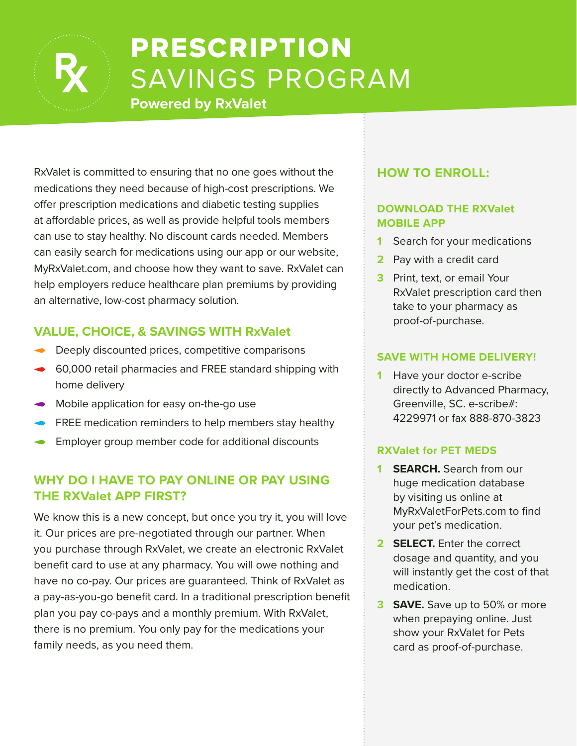# PRESCRIPTION SAVINGS PROGRAM

**Powered by RxValet**

RxValet is committed to ensuring that no one goes without the medications they need because of high-cost prescriptions. We offer prescription medications and diabetic testing supplies at affordable prices, as well as provide helpful tools members can use to stay healthy. No discount cards needed. Members can easily search for medications using our app or our website, MyRxValet.com, and choose how they want to save. RxValet can help employers reduce healthcare plan premiums by providing an alternative, low-cost pharmacy solution.

## VALUE, CHOICE, & SAVINGS WITH RxValet

- Deeply discounted prices, competitive comparisons
- 60,000 retail pharmacies and FREE standard shipping with home delivery
- Mobile application for easy on-the-go use
- FREE medication reminders to help members stay healthy
- Employer group member code for additional discounts

## WHY DO I HAVE TO PAY ONLINE OR PAY USING THE RXValet APP FIRST?

We know this is a new concept, but once you try it, you will love it. Our prices are pre-negotiated through our partner. When you purchase through RxValet, we create an electronic RxValet benefit card to use at any pharmacy. You will owe nothing and have no co-pay. Our prices are guaranteed. Think of RxValet as a pay-as-you-go benefit card. In a traditional prescription benefit plan you pay co-pays and a monthly premium. With RxValet, there is no premium. You only pay for the medications your family needs, as you need them.

## HOW TO ENROLL:

### DOWNLOAD THE RXValet MOBILE APP

1. Search for your medications
2. Pay with a credit card
3. Print, text, or email Your RxValet prescription card then take to your pharmacy as proof-of-purchase.

### SAVE WITH HOME DELIVERY!

1. Have your doctor e-scribe directly to Advanced Pharmacy, Greenville, SC. e-scribe#: 4229971 or fax 888-870-3823

### RXValet for PET MEDS

1. **SEARCH.** Search from our huge medication database by visiting us online at MyRxValetForPets.com to find your pet's medication.
2. **SELECT.** Enter the correct dosage and quantity, and you will instantly get the cost of that medication.
3. **SAVE.** Save up to 50% or more when prepaying online. Just show your RxValet for Pets card as proof-of-purchase.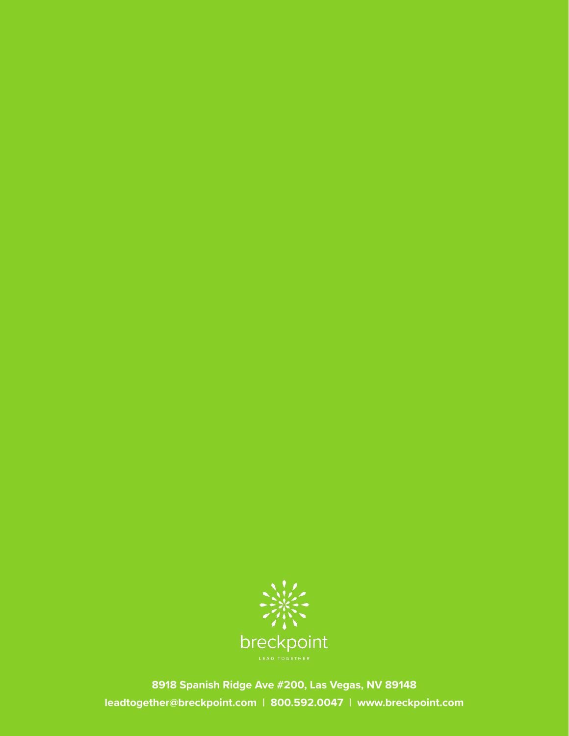breckpoint

LEAD TOGETHER

**8918 Spanish Ridge Ave #200, Las Vegas, NV 89148**

**leadtogether@breckpoint.com | 800.592.0047 | www.breckpoint.com**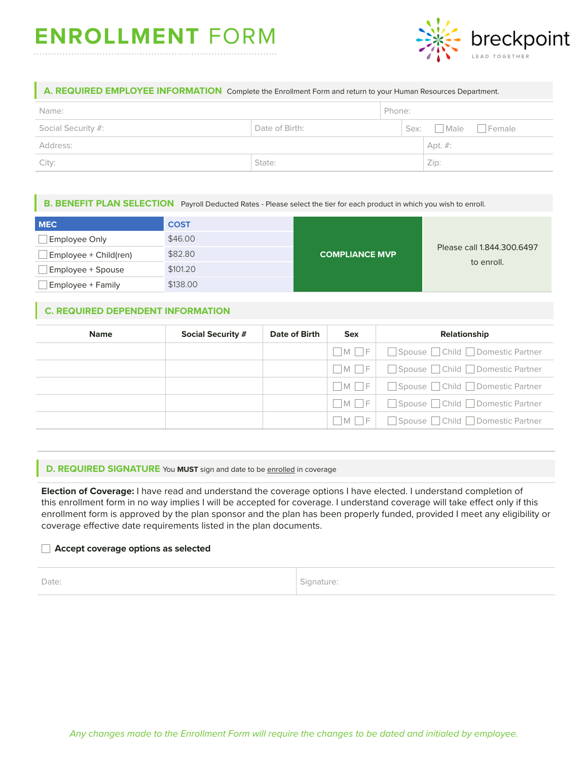# ENROLLMENT FORM

breckpoint
LEAD TOGETHER

## A. REQUIRED EMPLOYEE INFORMATION

Complete the Enrollment Form and return to your Human Resources Department.

| Name: | | | Phone: |
|---|---|---|---|
| Social Security #: | Date of Birth: | | Sex: ☐ Male ☐ Female |
| Address: | | | Apt. #: |
| City: | State: | | Zip: |

## B. BENEFIT PLAN SELECTION

Payroll Deducted Rates - Please select the tier for each product in which you wish to enroll.

| MEC | COST | | |
|---|---|---|---|
| ☐ Employee Only | $46.00 | COMPLIANCE MVP | Please call 1.844.300.6497 to enroll. |
| ☐ Employee + Child(ren) | $82.80 | | |
| ☐ Employee + Spouse | $101.20 | | |
| ☐ Employee + Family | $138.00 | | |

## C. REQUIRED DEPENDENT INFORMATION

| Name | Social Security # | Date of Birth | Sex | Relationship |
|---|---|---|---|---|
| | | | ☐ M ☐ F | ☐ Spouse ☐ Child ☐ Domestic Partner |
| | | | ☐ M ☐ F | ☐ Spouse ☐ Child ☐ Domestic Partner |
| | | | ☐ M ☐ F | ☐ Spouse ☐ Child ☐ Domestic Partner |
| | | | ☐ M ☐ F | ☐ Spouse ☐ Child ☐ Domestic Partner |
| | | | ☐ M ☐ F | ☐ Spouse ☐ Child ☐ Domestic Partner |

## D. REQUIRED SIGNATURE

You **MUST** sign and date to be enrolled in coverage

**Election of Coverage:** I have read and understand the coverage options I have elected. I understand completion of this enrollment form in no way implies I will be accepted for coverage. I understand coverage will take effect only if this enrollment form is approved by the plan sponsor and the plan has been properly funded, provided I meet any eligibility or coverage effective date requirements listed in the plan documents.

☐ **Accept coverage options as selected**

| Date: | Signature: |
|---|---|

*Any changes made to the Enrollment Form will require the changes to be dated and initialed by employee.*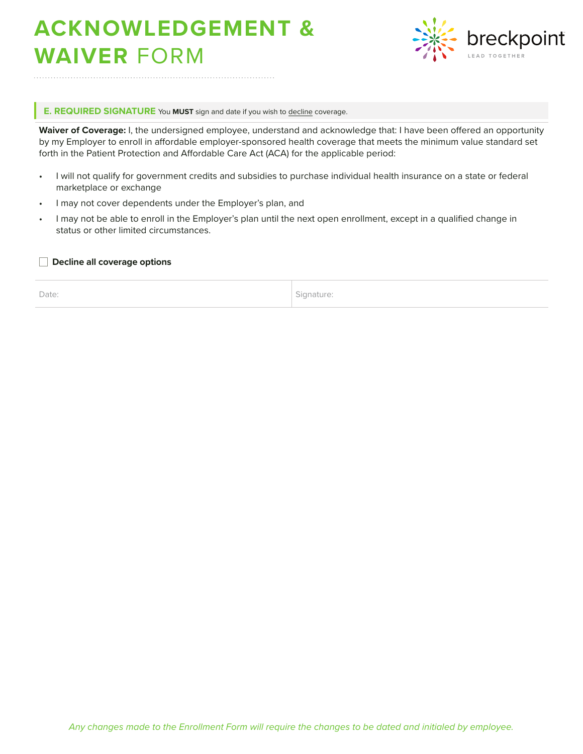# ACKNOWLEDGEMENT & WAIVER FORM

breckpoint

LEAD TOGETHER

**E. REQUIRED SIGNATURE** You **MUST** sign and date if you wish to decline coverage.

**Waiver of Coverage:** I, the undersigned employee, understand and acknowledge that: I have been offered an opportunity by my Employer to enroll in affordable employer-sponsored health coverage that meets the minimum value standard set forth in the Patient Protection and Affordable Care Act (ACA) for the applicable period:

- I will not qualify for government credits and subsidies to purchase individual health insurance on a state or federal marketplace or exchange
- I may not cover dependents under the Employer's plan, and
- I may not be able to enroll in the Employer's plan until the next open enrollment, except in a qualified change in status or other limited circumstances.

☐ **Decline all coverage options**

| | |
|---|---|
| Date: | Signature: |

*Any changes made to the Enrollment Form will require the changes to be dated and initialed by employee.*